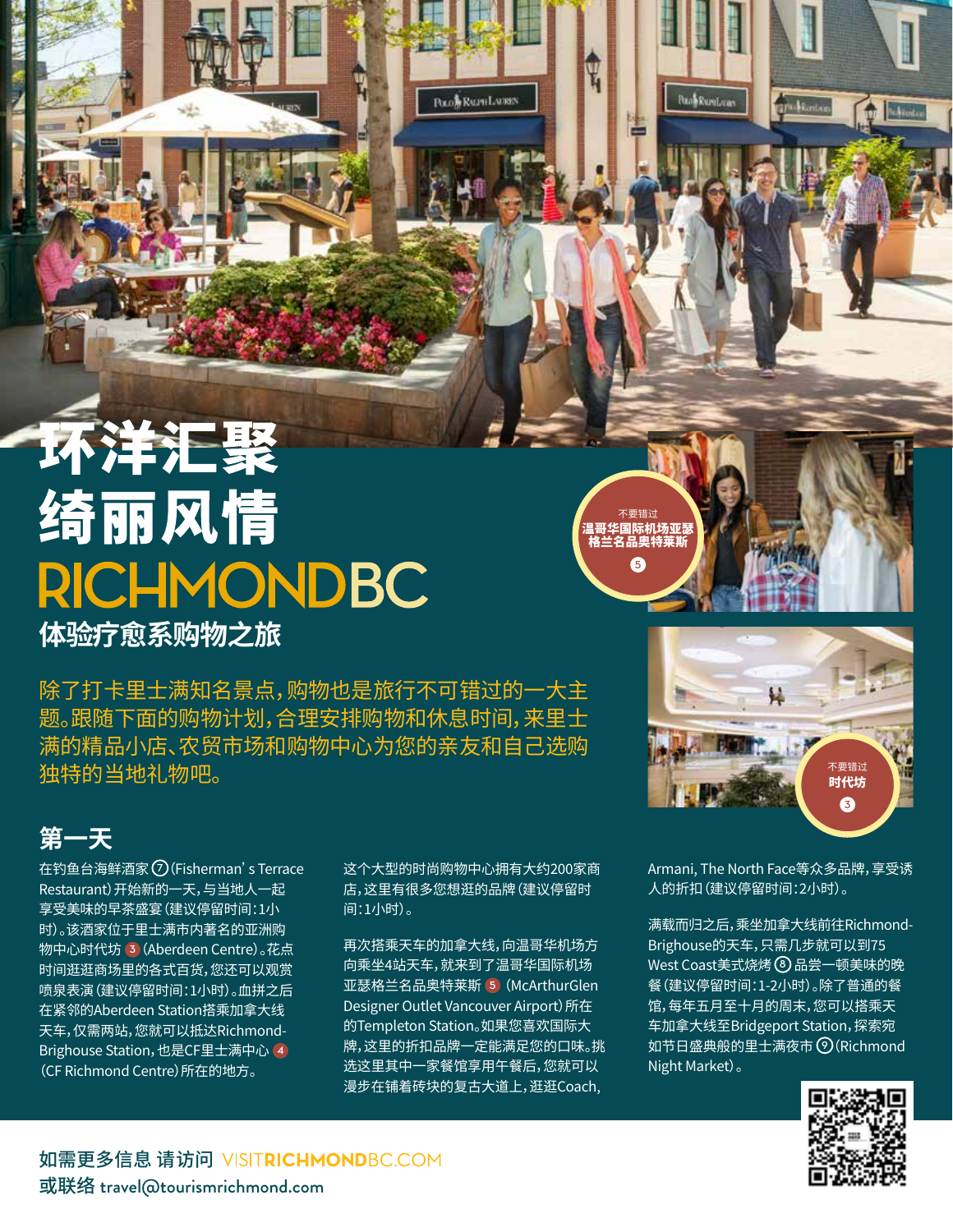# 环洋汇聚 绮丽风情

# RICHMONDBC

## 体验疗愈系购物之旅

除了打卡里士满知名景点，购物也是旅行不可错过的一大主题。跟随下面的购物计划，合理安排购物和休息时间，来里士满的精品小店、农贸市场和购物中心为您的亲友和自己选购独特的当地礼物吧。

不要错过
**温哥华国际机场亚瑟格兰名品奥特莱斯**
5

不要错过
**时代坊**
3

## 第一天

在钓鱼台海鲜酒家 ⑦(Fisherman's Terrace Restaurant)开始新的一天，与当地人一起享受美味的早茶盛宴（建议停留时间：1小时）。该酒家位于里士满市内著名的亚洲购物中心时代坊 3 (Aberdeen Centre)。花点时间逛逛商场里的各式百货，您还可以观赏喷泉表演（建议停留时间：1小时）。血拼之后在紧邻的Aberdeen Station搭乘加拿大线天车，仅需两站，您就可以抵达Richmond-Brighouse Station，也是CF里士满中心 4 (CF Richmond Centre)所在的地方。

这个大型的时尚购物中心拥有大约200家商店，这里有很多您想逛的品牌（建议停留时间：1小时）。

再次搭乘天车的加拿大线，向温哥华机场方向乘坐4站天车，就来到了温哥华国际机场亚瑟格兰名品奥特莱斯 5 (McArthurGlen Designer Outlet Vancouver Airport)所在的Templeton Station。如果您喜欢国际大牌，这里的折扣品牌一定能满足您的口味。挑选这里其中一家餐馆享用午餐后，您就可以漫步在铺着砖块的复古大道上，逛逛Coach, Armani, The North Face等众多品牌，享受诱人的折扣（建议停留时间：2小时）。

满载而归之后，乘坐加拿大线前往Richmond-Brighouse的天车，只需几步就可以到75 West Coast美式烧烤 ⑧ 品尝一顿美味的晚餐（建议停留时间：1-2小时）。除了普通的餐馆，每年五月至十月的周末，您可以搭乘天车加拿大线至Bridgeport Station，探索宛如节日盛典般的里士满夜市 ⑨(Richmond Night Market)。

如需更多信息 请访问 VISITRICHMONDBC.COM
或联络 travel@tourismrichmond.com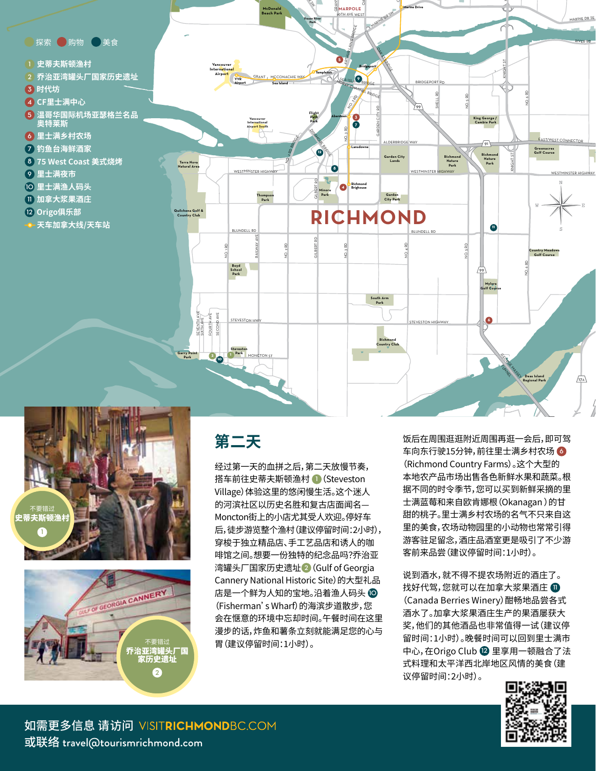探索 购物 美食

1. 史蒂夫斯顿渔村
2. 乔治亚湾罐头厂国家历史遗址
3. 时代坊
4. CF里士满中心
5. 温哥华国际机场亚瑟格兰名品奥特莱斯
6. 里士满乡村农场
7. 钓鱼台海鲜酒家
8. 75 West Coast 美式烧烤
9. 里士满夜市
10. 里士满渔人码头
11. 加拿大浆果酒庄
12. Origo俱乐部

天车加拿大线/天车站

RICHMOND

不要错过
史蒂夫斯顿渔村
1

不要错过
乔治亚湾罐头厂国家历史遗址
2

## 第二天

经过第一天的血拼之后，第二天放慢节奏，搭车前往史蒂夫斯顿渔村 1 (Steveston Village) 体验这里的悠闲慢生活。这个迷人的河滨社区以历史名胜和复古店面闻名—Moncton街上的小店尤其受人欢迎。停好车后，徒步游览整个渔村（建议停留时间：2小时），穿梭于独立精品店、手工艺品店和诱人的咖啡馆之间。想要一份独特的纪念品吗？乔治亚湾罐头厂国家历史遗址 2 (Gulf of Georgia Cannery National Historic Site) 的大型礼品店是一个鲜为人知的宝地。沿着渔人码头 10 (Fisherman's Wharf) 的海滨步道散步，您会在惬意的环境中忘却时间。午餐时间在这里漫步的话，炸鱼和薯条立刻就能满足您的心与胃（建议停留时间：1小时）。

饭后在周围逛逛附近周围再逛一会后，即可驾车向东行驶15分钟，前往里士满乡村农场 6 (Richmond Country Farms)。这个大型的本地农产品市场出售各色新鲜水果和蔬菜。根据不同的时令季节，您可以买到新鲜采摘的里士满蓝莓和来自欧肯娜根（Okanagan）的甘甜的桃子。里士满乡村农场的名气不只来自这里的美食，农场动物园里的小动物也常常引得游客驻足留念，酒庄品酒室更是吸引了不少游客前来品尝（建议停留时间：1小时）。

说到酒水，就不得不提农场附近的酒庄了。找好代驾，您就可以在加拿大浆果酒庄 11 (Canada Berries Winery) 酣畅地品尝各式酒水了。加拿大浆果酒庄生产的果酒屡获大奖，他们的其他酒品也非常值得一试（建议停留时间：1小时）。晚餐时间可以回到里士满市中心，在Origo Club 12 里享用一顿融合了法式料理和太平洋西北岸地区风情的美食（建议停留时间：2小时）。

如需更多信息 请访问 VISITRICHMONDBC.COM
或联络 travel@tourismrichmond.com